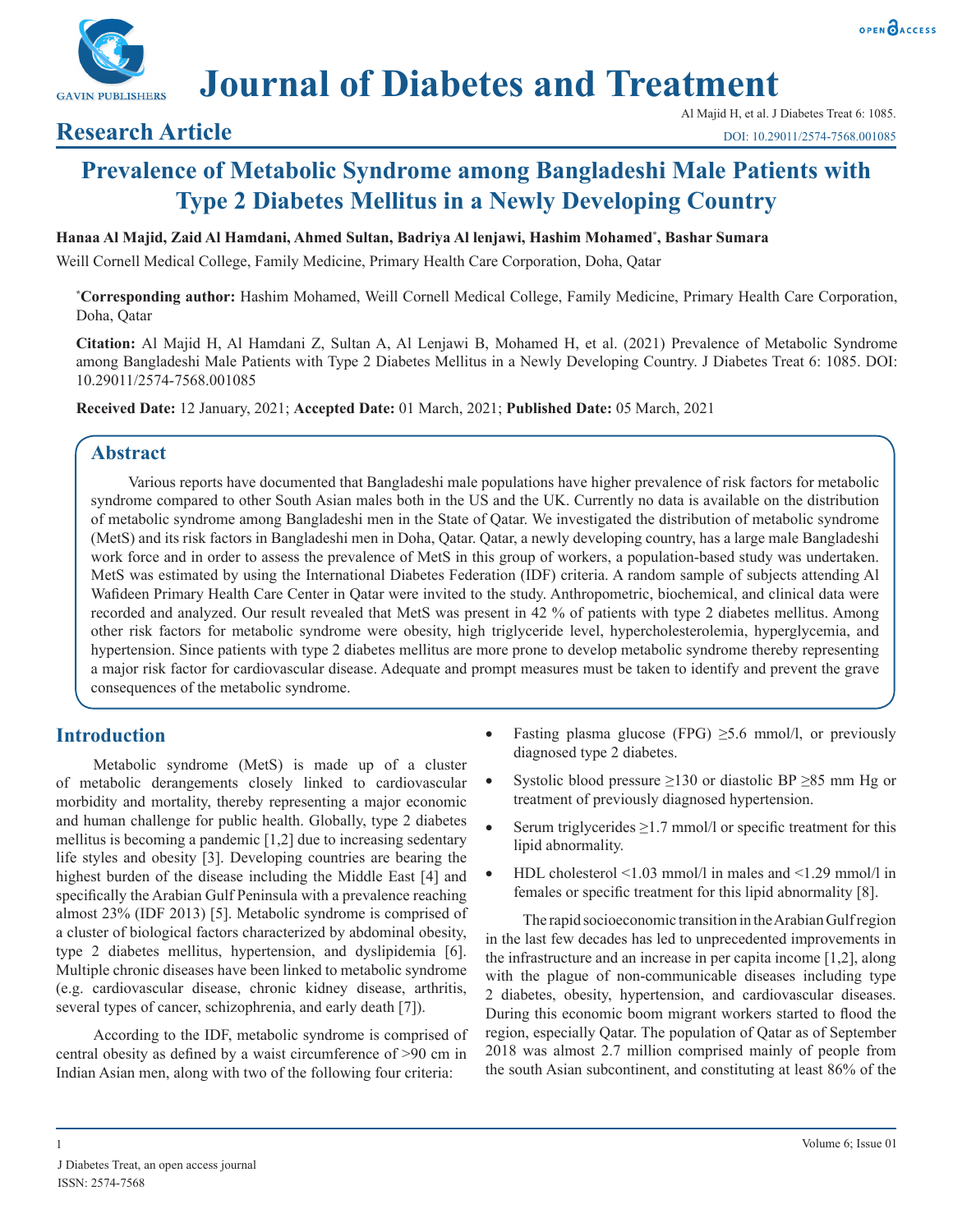# Journal of Diabetes and Treatment

## Research Article

# Prevalence of Metabolic Syndrome among Bangladeshi Male Patients with Type 2 Diabetes Mellitus in a Newly Developing Country

**Hanaa Al Majid, Zaid Al Hamdani, Ahmed Sultan, Badriya Al lenjawi, Hashim Mohamed*, Bashar Sumara**

Weill Cornell Medical College, Family Medicine, Primary Health Care Corporation, Doha, Qatar

***Corresponding author:** Hashim Mohamed, Weill Cornell Medical College, Family Medicine, Primary Health Care Corporation, Doha, Qatar

**Citation:** Al Majid H, Al Hamdani Z, Sultan A, Al Lenjawi B, Mohamed H, et al. (2021) Prevalence of Metabolic Syndrome among Bangladeshi Male Patients with Type 2 Diabetes Mellitus in a Newly Developing Country. J Diabetes Treat 6: 1085. DOI: 10.29011/2574-7568.001085

**Received Date:** 12 January, 2021; **Accepted Date:** 01 March, 2021; **Published Date:** 05 March, 2021

## Abstract

Various reports have documented that Bangladeshi male populations have higher prevalence of risk factors for metabolic syndrome compared to other South Asian males both in the US and the UK. Currently no data is available on the distribution of metabolic syndrome among Bangladeshi men in the State of Qatar. We investigated the distribution of metabolic syndrome (MetS) and its risk factors in Bangladeshi men in Doha, Qatar. Qatar, a newly developing country, has a large male Bangladeshi work force and in order to assess the prevalence of MetS in this group of workers, a population-based study was undertaken. MetS was estimated by using the International Diabetes Federation (IDF) criteria. A random sample of subjects attending Al Wafideen Primary Health Care Center in Qatar were invited to the study. Anthropometric, biochemical, and clinical data were recorded and analyzed. Our result revealed that MetS was present in 42 % of patients with type 2 diabetes mellitus. Among other risk factors for metabolic syndrome were obesity, high triglyceride level, hypercholesterolemia, hyperglycemia, and hypertension. Since patients with type 2 diabetes mellitus are more prone to develop metabolic syndrome thereby representing a major risk factor for cardiovascular disease. Adequate and prompt measures must be taken to identify and prevent the grave consequences of the metabolic syndrome.

## Introduction

Metabolic syndrome (MetS) is made up of a cluster of metabolic derangements closely linked to cardiovascular morbidity and mortality, thereby representing a major economic and human challenge for public health. Globally, type 2 diabetes mellitus is becoming a pandemic [1,2] due to increasing sedentary life styles and obesity [3]. Developing countries are bearing the highest burden of the disease including the Middle East [4] and specifically the Arabian Gulf Peninsula with a prevalence reaching almost 23% (IDF 2013) [5]. Metabolic syndrome is comprised of a cluster of biological factors characterized by abdominal obesity, type 2 diabetes mellitus, hypertension, and dyslipidemia [6]. Multiple chronic diseases have been linked to metabolic syndrome (e.g. cardiovascular disease, chronic kidney disease, arthritis, several types of cancer, schizophrenia, and early death [7]).

According to the IDF, metabolic syndrome is comprised of central obesity as defined by a waist circumference of >90 cm in Indian Asian men, along with two of the following four criteria:

- Fasting plasma glucose (FPG) ≥5.6 mmol/l, or previously diagnosed type 2 diabetes.
- Systolic blood pressure ≥130 or diastolic BP ≥85 mm Hg or treatment of previously diagnosed hypertension.
- Serum triglycerides ≥1.7 mmol/l or specific treatment for this lipid abnormality.
- HDL cholesterol <1.03 mmol/l in males and <1.29 mmol/l in females or specific treatment for this lipid abnormality [8].

The rapid socioeconomic transition in the Arabian Gulf region in the last few decades has led to unprecedented improvements in the infrastructure and an increase in per capita income [1,2], along with the plague of non-communicable diseases including type 2 diabetes, obesity, hypertension, and cardiovascular diseases. During this economic boom migrant workers started to flood the region, especially Qatar. The population of Qatar as of September 2018 was almost 2.7 million comprised mainly of people from the south Asian subcontinent, and constituting at least 86% of the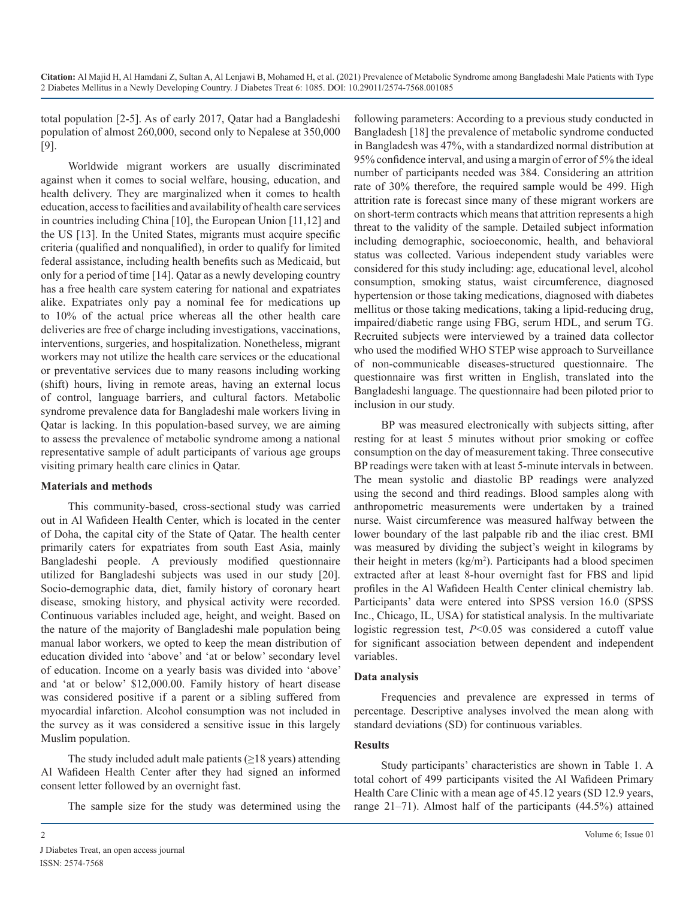total population [2-5]. As of early 2017, Qatar had a Bangladeshi population of almost 260,000, second only to Nepalese at 350,000 [9].

Worldwide migrant workers are usually discriminated against when it comes to social welfare, housing, education, and health delivery. They are marginalized when it comes to health education, access to facilities and availability of health care services in countries including China [10], the European Union [11,12] and the US [13]. In the United States, migrants must acquire specific criteria (qualified and nonqualified), in order to qualify for limited federal assistance, including health benefits such as Medicaid, but only for a period of time [14]. Qatar as a newly developing country has a free health care system catering for national and expatriates alike. Expatriates only pay a nominal fee for medications up to 10% of the actual price whereas all the other health care deliveries are free of charge including investigations, vaccinations, interventions, surgeries, and hospitalization. Nonetheless, migrant workers may not utilize the health care services or the educational or preventative services due to many reasons including working (shift) hours, living in remote areas, having an external locus of control, language barriers, and cultural factors. Metabolic syndrome prevalence data for Bangladeshi male workers living in Qatar is lacking. In this population-based survey, we are aiming to assess the prevalence of metabolic syndrome among a national representative sample of adult participants of various age groups visiting primary health care clinics in Qatar.

**Materials and methods**

This community-based, cross-sectional study was carried out in Al Wafideen Health Center, which is located in the center of Doha, the capital city of the State of Qatar. The health center primarily caters for expatriates from south East Asia, mainly Bangladeshi people. A previously modified questionnaire utilized for Bangladeshi subjects was used in our study [20]. Socio-demographic data, diet, family history of coronary heart disease, smoking history, and physical activity were recorded. Continuous variables included age, height, and weight. Based on the nature of the majority of Bangladeshi male population being manual labor workers, we opted to keep the mean distribution of education divided into 'above' and 'at or below' secondary level of education. Income on a yearly basis was divided into 'above' and 'at or below' $12,000.00. Family history of heart disease was considered positive if a parent or a sibling suffered from myocardial infarction. Alcohol consumption was not included in the survey as it was considered a sensitive issue in this largely Muslim population.

The study included adult male patients (≥18 years) attending Al Wafideen Health Center after they had signed an informed consent letter followed by an overnight fast.

The sample size for the study was determined using the following parameters: According to a previous study conducted in Bangladesh [18] the prevalence of metabolic syndrome conducted in Bangladesh was 47%, with a standardized normal distribution at 95% confidence interval, and using a margin of error of 5% the ideal number of participants needed was 384. Considering an attrition rate of 30% therefore, the required sample would be 499. High attrition rate is forecast since many of these migrant workers are on short-term contracts which means that attrition represents a high threat to the validity of the sample. Detailed subject information including demographic, socioeconomic, health, and behavioral status was collected. Various independent study variables were considered for this study including: age, educational level, alcohol consumption, smoking status, waist circumference, diagnosed hypertension or those taking medications, diagnosed with diabetes mellitus or those taking medications, taking a lipid-reducing drug, impaired/diabetic range using FBG, serum HDL, and serum TG. Recruited subjects were interviewed by a trained data collector who used the modified WHO STEP wise approach to Surveillance of non-communicable diseases-structured questionnaire. The questionnaire was first written in English, translated into the Bangladeshi language. The questionnaire had been piloted prior to inclusion in our study.

BP was measured electronically with subjects sitting, after resting for at least 5 minutes without prior smoking or coffee consumption on the day of measurement taking. Three consecutive BP readings were taken with at least 5-minute intervals in between. The mean systolic and diastolic BP readings were analyzed using the second and third readings. Blood samples along with anthropometric measurements were undertaken by a trained nurse. Waist circumference was measured halfway between the lower boundary of the last palpable rib and the iliac crest. BMI was measured by dividing the subject's weight in kilograms by their height in meters ($kg/m^2$). Participants had a blood specimen extracted after at least 8-hour overnight fast for FBS and lipid profiles in the Al Wafideen Health Center clinical chemistry lab. Participants' data were entered into SPSS version 16.0 (SPSS Inc., Chicago, IL, USA) for statistical analysis. In the multivariate logistic regression test, $P<0.05$ was considered a cutoff value for significant association between dependent and independent variables.

**Data analysis**

Frequencies and prevalence are expressed in terms of percentage. Descriptive analyses involved the mean along with standard deviations (SD) for continuous variables.

**Results**

Study participants' characteristics are shown in Table 1. A total cohort of 499 participants visited the Al Wafideen Primary Health Care Clinic with a mean age of 45.12 years (SD 12.9 years, range 21–71). Almost half of the participants (44.5%) attained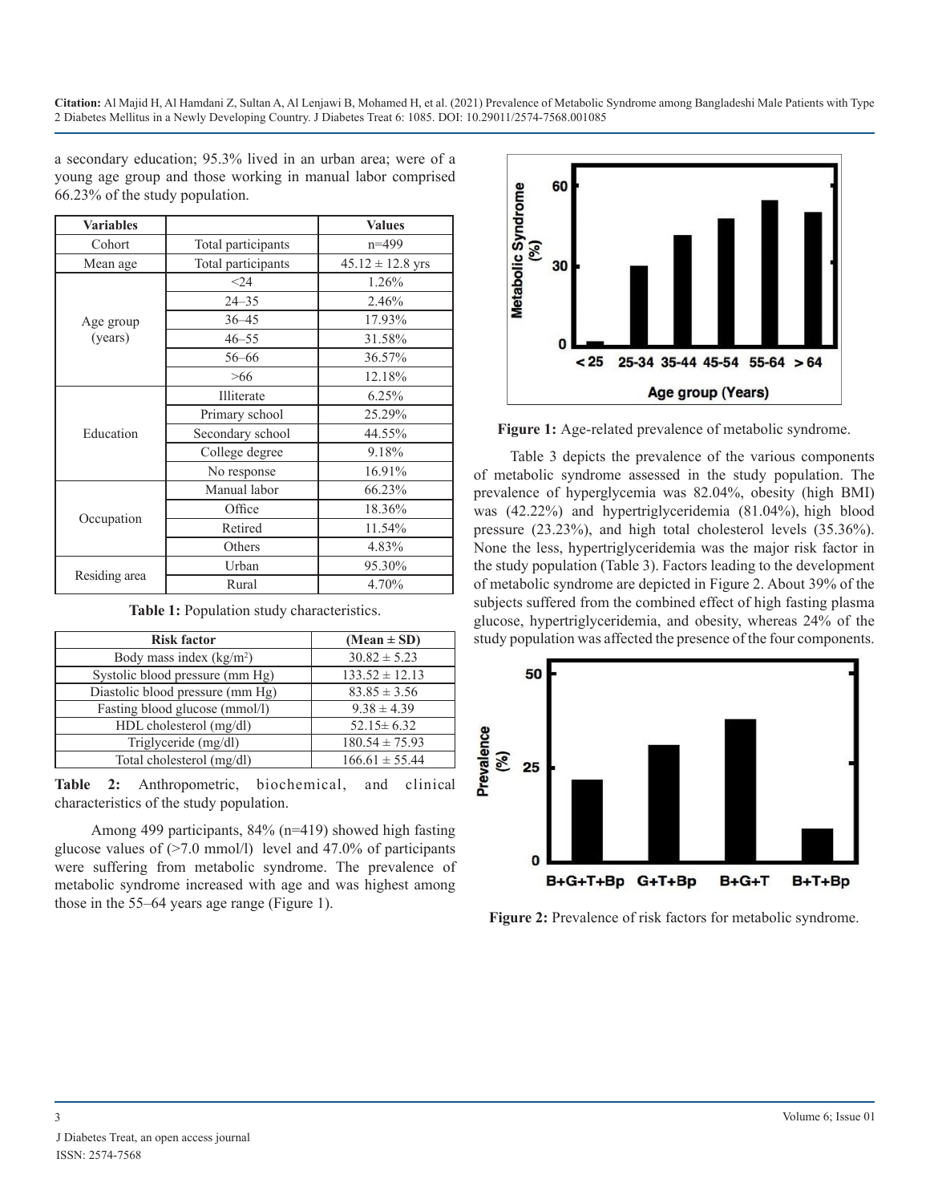a secondary education; 95.3% lived in an urban area; were of a young age group and those working in manual labor comprised 66.23% of the study population.

| Variables | | Values |
|---|---|---|
| Cohort | Total participants | n=499 |
| Mean age | Total participants | 45.12 ± 12.8 yrs |
| Age group (years) | <24 | 1.26% |
| | 24–35 | 2.46% |
| | 36–45 | 17.93% |
| | 46–55 | 31.58% |
| | 56–66 | 36.57% |
| | >66 | 12.18% |
| Education | Illiterate | 6.25% |
| | Primary school | 25.29% |
| | Secondary school | 44.55% |
| | College degree | 9.18% |
| | No response | 16.91% |
| Occupation | Manual labor | 66.23% |
| | Office | 18.36% |
| | Retired | 11.54% |
| | Others | 4.83% |
| Residing area | Urban | 95.30% |
| | Rural | 4.70% |

**Table 1:** Population study characteristics.

| Risk factor | (Mean ± SD) |
|---|---|
| Body mass index ($kg/m^2$) | 30.82 ± 5.23 |
| Systolic blood pressure (mm Hg) | 133.52 ± 12.13 |
| Diastolic blood pressure (mm Hg) | 83.85 ± 3.56 |
| Fasting blood glucose (mmol/l) | 9.38 ± 4.39 |
| HDL cholesterol (mg/dl) | 52.15± 6.32 |
| Triglyceride (mg/dl) | 180.54 ± 75.93 |
| Total cholesterol (mg/dl) | 166.61 ± 55.44 |

**Table 2:** Anthropometric, biochemical, and clinical characteristics of the study population.

Among 499 participants, 84% (n=419) showed high fasting glucose values of (>7.0 mmol/l) level and 47.0% of participants were suffering from metabolic syndrome. The prevalence of metabolic syndrome increased with age and was highest among those in the 55–64 years age range (Figure 1).

**Figure 1:** Age-related prevalence of metabolic syndrome.

Table 3 depicts the prevalence of the various components of metabolic syndrome assessed in the study population. The prevalence of hyperglycemia was 82.04%, obesity (high BMI) was (42.22%) and hypertriglyceridemia (81.04%), high blood pressure (23.23%), and high total cholesterol levels (35.36%). None the less, hypertriglyceridemia was the major risk factor in the study population (Table 3). Factors leading to the development of metabolic syndrome are depicted in Figure 2. About 39% of the subjects suffered from the combined effect of high fasting plasma glucose, hypertriglyceridemia, and obesity, whereas 24% of the study population was affected the presence of the four components.

**Figure 2:** Prevalence of risk factors for metabolic syndrome.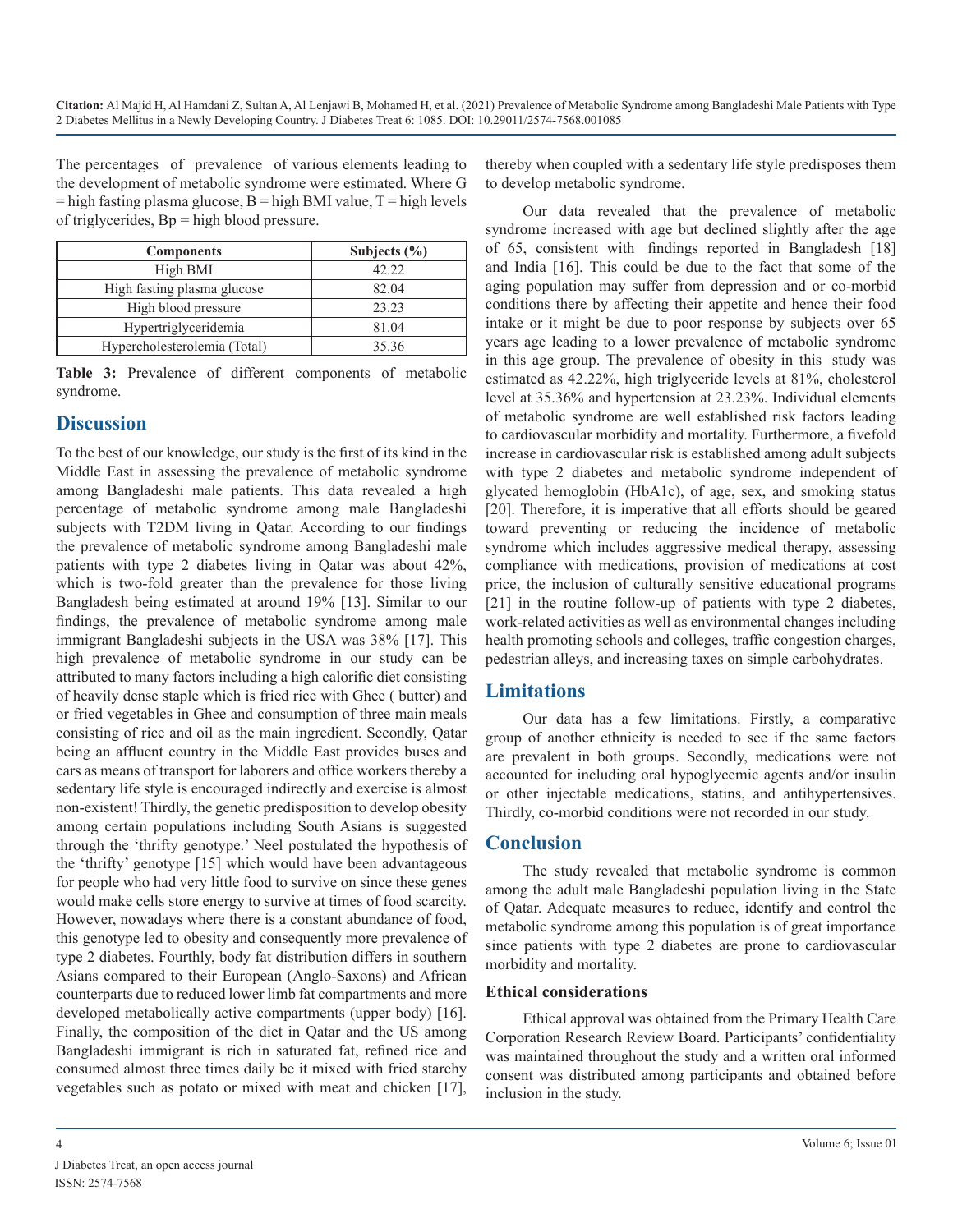The percentages of prevalence of various elements leading to the development of metabolic syndrome were estimated. Where G = high fasting plasma glucose, B = high BMI value, T = high levels of triglycerides, Bp = high blood pressure.

| Components | Subjects (%) |
|---|---|
| High BMI | 42.22 |
| High fasting plasma glucose | 82.04 |
| High blood pressure | 23.23 |
| Hypertriglyceridemia | 81.04 |
| Hypercholesterolemia (Total) | 35.36 |

**Table 3:** Prevalence of different components of metabolic syndrome.

## Discussion

To the best of our knowledge, our study is the first of its kind in the Middle East in assessing the prevalence of metabolic syndrome among Bangladeshi male patients. This data revealed a high percentage of metabolic syndrome among male Bangladeshi subjects with T2DM living in Qatar. According to our findings the prevalence of metabolic syndrome among Bangladeshi male patients with type 2 diabetes living in Qatar was about 42%, which is two-fold greater than the prevalence for those living Bangladesh being estimated at around 19% [13]. Similar to our findings, the prevalence of metabolic syndrome among male immigrant Bangladeshi subjects in the USA was 38% [17]. This high prevalence of metabolic syndrome in our study can be attributed to many factors including a high calorific diet consisting of heavily dense staple which is fried rice with Ghee ( butter) and or fried vegetables in Ghee and consumption of three main meals consisting of rice and oil as the main ingredient. Secondly, Qatar being an affluent country in the Middle East provides buses and cars as means of transport for laborers and office workers thereby a sedentary life style is encouraged indirectly and exercise is almost non-existent! Thirdly, the genetic predisposition to develop obesity among certain populations including South Asians is suggested through the 'thrifty genotype.' Neel postulated the hypothesis of the 'thrifty' genotype [15] which would have been advantageous for people who had very little food to survive on since these genes would make cells store energy to survive at times of food scarcity. However, nowadays where there is a constant abundance of food, this genotype led to obesity and consequently more prevalence of type 2 diabetes. Fourthly, body fat distribution differs in southern Asians compared to their European (Anglo-Saxons) and African counterparts due to reduced lower limb fat compartments and more developed metabolically active compartments (upper body) [16]. Finally, the composition of the diet in Qatar and the US among Bangladeshi immigrant is rich in saturated fat, refined rice and consumed almost three times daily be it mixed with fried starchy vegetables such as potato or mixed with meat and chicken [17], thereby when coupled with a sedentary life style predisposes them to develop metabolic syndrome.

Our data revealed that the prevalence of metabolic syndrome increased with age but declined slightly after the age of 65, consistent with findings reported in Bangladesh [18] and India [16]. This could be due to the fact that some of the aging population may suffer from depression and or co-morbid conditions there by affecting their appetite and hence their food intake or it might be due to poor response by subjects over 65 years age leading to a lower prevalence of metabolic syndrome in this age group. The prevalence of obesity in this study was estimated as 42.22%, high triglyceride levels at 81%, cholesterol level at 35.36% and hypertension at 23.23%. Individual elements of metabolic syndrome are well established risk factors leading to cardiovascular morbidity and mortality. Furthermore, a fivefold increase in cardiovascular risk is established among adult subjects with type 2 diabetes and metabolic syndrome independent of glycated hemoglobin (HbA1c), of age, sex, and smoking status [20]. Therefore, it is imperative that all efforts should be geared toward preventing or reducing the incidence of metabolic syndrome which includes aggressive medical therapy, assessing compliance with medications, provision of medications at cost price, the inclusion of culturally sensitive educational programs [21] in the routine follow-up of patients with type 2 diabetes, work-related activities as well as environmental changes including health promoting schools and colleges, traffic congestion charges, pedestrian alleys, and increasing taxes on simple carbohydrates.

## Limitations

Our data has a few limitations. Firstly, a comparative group of another ethnicity is needed to see if the same factors are prevalent in both groups. Secondly, medications were not accounted for including oral hypoglycemic agents and/or insulin or other injectable medications, statins, and antihypertensives. Thirdly, co-morbid conditions were not recorded in our study.

## Conclusion

The study revealed that metabolic syndrome is common among the adult male Bangladeshi population living in the State of Qatar. Adequate measures to reduce, identify and control the metabolic syndrome among this population is of great importance since patients with type 2 diabetes are prone to cardiovascular morbidity and mortality.

### Ethical considerations

Ethical approval was obtained from the Primary Health Care Corporation Research Review Board. Participants' confidentiality was maintained throughout the study and a written oral informed consent was distributed among participants and obtained before inclusion in the study.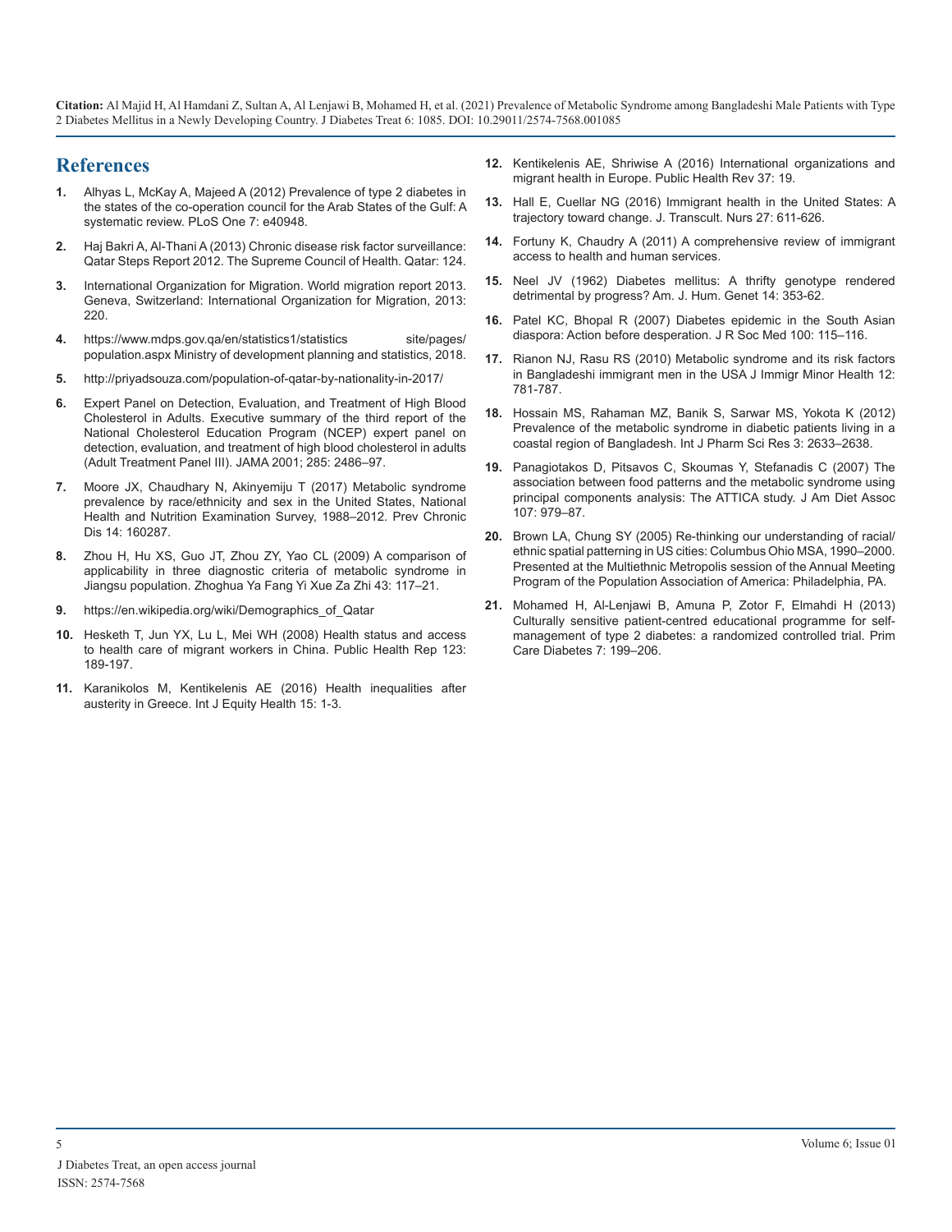## References

1. Alhyas L, McKay A, Majeed A (2012) Prevalence of type 2 diabetes in the states of the co-operation council for the Arab States of the Gulf: A systematic review. PLoS One 7: e40948.
2. Haj Bakri A, Al-Thani A (2013) Chronic disease risk factor surveillance: Qatar Steps Report 2012. The Supreme Council of Health. Qatar: 124.
3. International Organization for Migration. World migration report 2013. Geneva, Switzerland: International Organization for Migration, 2013: 220.
4. https://www.mdps.gov.qa/en/statistics1/statistics site/pages/population.aspx Ministry of development planning and statistics, 2018.
5. http://priyadsouza.com/population-of-qatar-by-nationality-in-2017/
6. Expert Panel on Detection, Evaluation, and Treatment of High Blood Cholesterol in Adults. Executive summary of the third report of the National Cholesterol Education Program (NCEP) expert panel on detection, evaluation, and treatment of high blood cholesterol in adults (Adult Treatment Panel III). JAMA 2001; 285: 2486–97.
7. Moore JX, Chaudhary N, Akinyemiju T (2017) Metabolic syndrome prevalence by race/ethnicity and sex in the United States, National Health and Nutrition Examination Survey, 1988–2012. Prev Chronic Dis 14: 160287.
8. Zhou H, Hu XS, Guo JT, Zhou ZY, Yao CL (2009) A comparison of applicability in three diagnostic criteria of metabolic syndrome in Jiangsu population. Zhoghua Ya Fang Yi Xue Za Zhi 43: 117–21.
9. https://en.wikipedia.org/wiki/Demographics_of_Qatar
10. Hesketh T, Jun YX, Lu L, Mei WH (2008) Health status and access to health care of migrant workers in China. Public Health Rep 123: 189-197.
11. Karanikolos M, Kentikelenis AE (2016) Health inequalities after austerity in Greece. Int J Equity Health 15: 1-3.
12. Kentikelenis AE, Shriwise A (2016) International organizations and migrant health in Europe. Public Health Rev 37: 19.
13. Hall E, Cuellar NG (2016) Immigrant health in the United States: A trajectory toward change. J. Transcult. Nurs 27: 611-626.
14. Fortuny K, Chaudry A (2011) A comprehensive review of immigrant access to health and human services.
15. Neel JV (1962) Diabetes mellitus: A thrifty genotype rendered detrimental by progress? Am. J. Hum. Genet 14: 353-62.
16. Patel KC, Bhopal R (2007) Diabetes epidemic in the South Asian diaspora: Action before desperation. J R Soc Med 100: 115–116.
17. Rianon NJ, Rasu RS (2010) Metabolic syndrome and its risk factors in Bangladeshi immigrant men in the USA J Immigr Minor Health 12: 781-787.
18. Hossain MS, Rahaman MZ, Banik S, Sarwar MS, Yokota K (2012) Prevalence of the metabolic syndrome in diabetic patients living in a coastal region of Bangladesh. Int J Pharm Sci Res 3: 2633–2638.
19. Panagiotakos D, Pitsavos C, Skoumas Y, Stefanadis C (2007) The association between food patterns and the metabolic syndrome using principal components analysis: The ATTICA study. J Am Diet Assoc 107: 979–87.
20. Brown LA, Chung SY (2005) Re-thinking our understanding of racial/ethnic spatial patterning in US cities: Columbus Ohio MSA, 1990–2000. Presented at the Multiethnic Metropolis session of the Annual Meeting Program of the Population Association of America: Philadelphia, PA.
21. Mohamed H, Al-Lenjawi B, Amuna P, Zotor F, Elmahdi H (2013) Culturally sensitive patient-centred educational programme for self-management of type 2 diabetes: a randomized controlled trial. Prim Care Diabetes 7: 199–206.